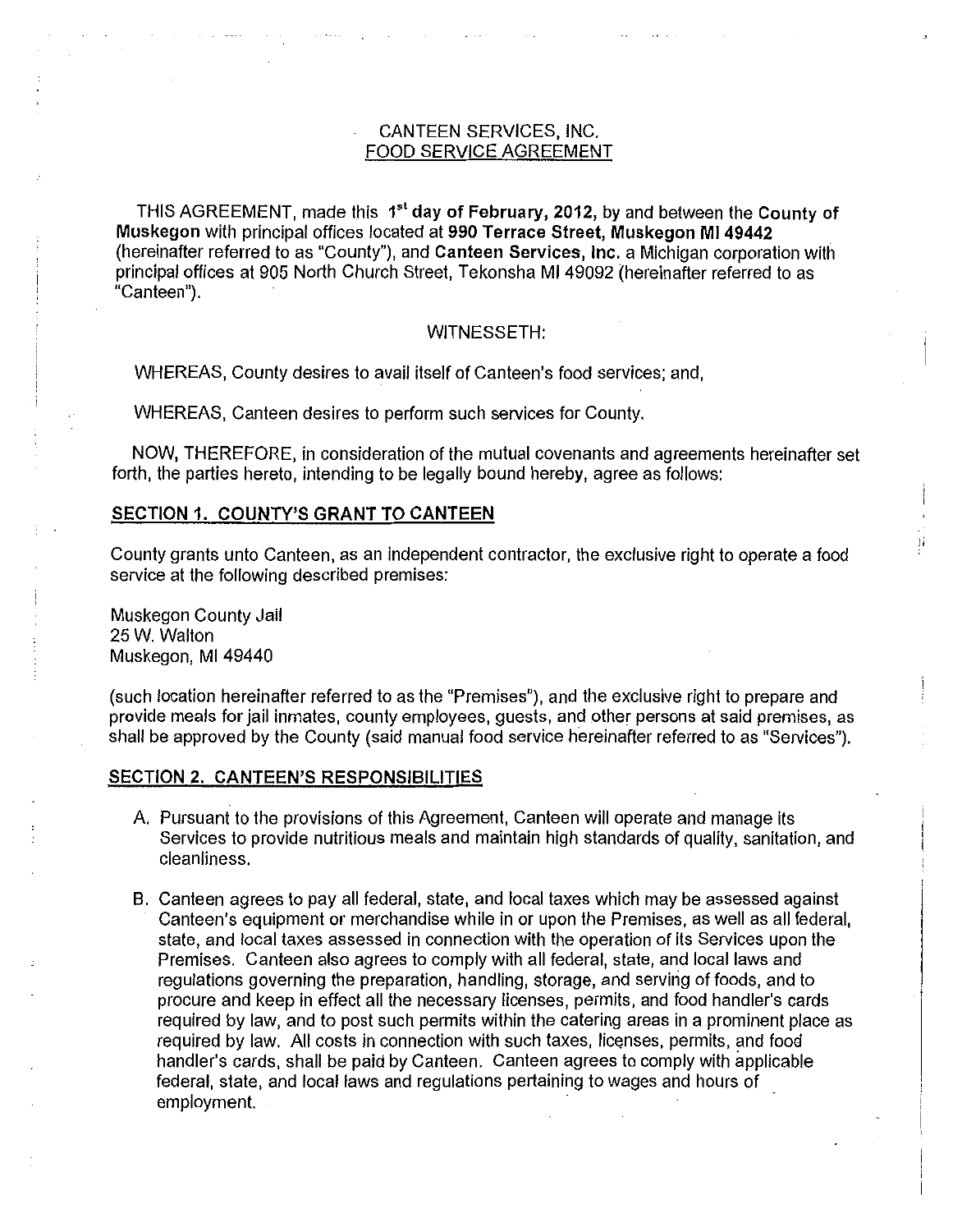# CANTEEN SERVICES, INC.
## FOOD SERVICE AGREEMENT

THIS AGREEMENT, made this **1st day of February, 2012**, by and between the **County of Muskegon** with principal offices located at **990 Terrace Street, Muskegon MI 49442** (hereinafter referred to as "County"), and **Canteen Services, Inc.** a Michigan corporation with principal offices at 905 North Church Street, Tekonsha MI 49092 (hereinafter referred to as "Canteen").

WITNESSETH:

WHEREAS, County desires to avail itself of Canteen's food services; and,

WHEREAS, Canteen desires to perform such services for County.

NOW, THEREFORE, in consideration of the mutual covenants and agreements hereinafter set forth, the parties hereto, intending to be legally bound hereby, agree as follows:

### SECTION 1. COUNTY'S GRANT TO CANTEEN

County grants unto Canteen, as an independent contractor, the exclusive right to operate a food service at the following described premises:

Muskegon County Jail
25 W. Walton
Muskegon, MI 49440

(such location hereinafter referred to as the "Premises"), and the exclusive right to prepare and provide meals for jail inmates, county employees, guests, and other persons at said premises, as shall be approved by the County (said manual food service hereinafter referred to as "Services").

### SECTION 2. CANTEEN'S RESPONSIBILITIES

A. Pursuant to the provisions of this Agreement, Canteen will operate and manage its Services to provide nutritious meals and maintain high standards of quality, sanitation, and cleanliness.

B. Canteen agrees to pay all federal, state, and local taxes which may be assessed against Canteen's equipment or merchandise while in or upon the Premises, as well as all federal, state, and local taxes assessed in connection with the operation of its Services upon the Premises. Canteen also agrees to comply with all federal, state, and local laws and regulations governing the preparation, handling, storage, and serving of foods, and to procure and keep in effect all the necessary licenses, permits, and food handler's cards required by law, and to post such permits within the catering areas in a prominent place as required by law. All costs in connection with such taxes, licenses, permits, and food handler's cards, shall be paid by Canteen. Canteen agrees to comply with applicable federal, state, and local laws and regulations pertaining to wages and hours of employment.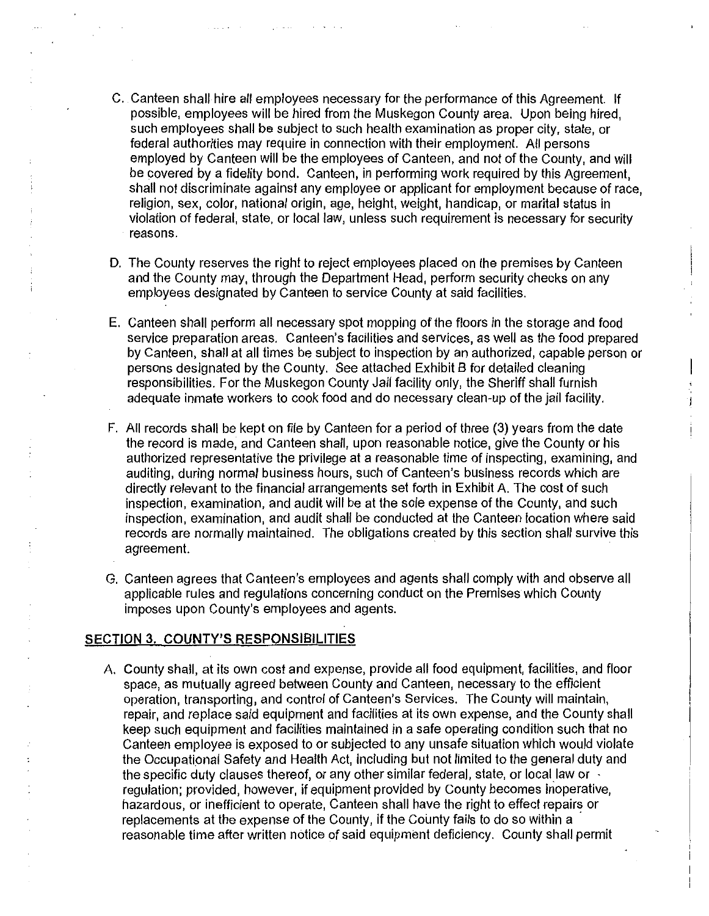C. Canteen shall hire all employees necessary for the performance of this Agreement. If possible, employees will be hired from the Muskegon County area. Upon being hired, such employees shall be subject to such health examination as proper city, state, or federal authorities may require in connection with their employment. All persons employed by Canteen will be the employees of Canteen, and not of the County, and will be covered by a fidelity bond. Canteen, in performing work required by this Agreement, shall not discriminate against any employee or applicant for employment because of race, religion, sex, color, national origin, age, height, weight, handicap, or marital status in violation of federal, state, or local law, unless such requirement is necessary for security reasons.

D. The County reserves the right to reject employees placed on the premises by Canteen and the County may, through the Department Head, perform security checks on any employees designated by Canteen to service County at said facilities.

E. Canteen shall perform all necessary spot mopping of the floors in the storage and food service preparation areas. Canteen's facilities and services, as well as the food prepared by Canteen, shall at all times be subject to inspection by an authorized, capable person or persons designated by the County. See attached Exhibit B for detailed cleaning responsibilities. For the Muskegon County Jail facility only, the Sheriff shall furnish adequate inmate workers to cook food and do necessary clean-up of the jail facility.

F. All records shall be kept on file by Canteen for a period of three (3) years from the date the record is made, and Canteen shall, upon reasonable notice, give the County or his authorized representative the privilege at a reasonable time of inspecting, examining, and auditing, during normal business hours, such of Canteen's business records which are directly relevant to the financial arrangements set forth in Exhibit A. The cost of such inspection, examination, and audit will be at the sole expense of the County, and such inspection, examination, and audit shall be conducted at the Canteen location where said records are normally maintained. The obligations created by this section shall survive this agreement.

G. Canteen agrees that Canteen's employees and agents shall comply with and observe all applicable rules and regulations concerning conduct on the Premises which County imposes upon County's employees and agents.

## SECTION 3. COUNTY'S RESPONSIBILITIES

A. County shall, at its own cost and expense, provide all food equipment, facilities, and floor space, as mutually agreed between County and Canteen, necessary to the efficient operation, transporting, and control of Canteen's Services. The County will maintain, repair, and replace said equipment and facilities at its own expense, and the County shall keep such equipment and facilities maintained in a safe operating condition such that no Canteen employee is exposed to or subjected to any unsafe situation which would violate the Occupational Safety and Health Act, including but not limited to the general duty and the specific duty clauses thereof, or any other similar federal, state, or local law or regulation; provided, however, if equipment provided by County becomes inoperative, hazardous, or inefficient to operate, Canteen shall have the right to effect repairs or replacements at the expense of the County, if the County fails to do so within a reasonable time after written notice of said equipment deficiency. County shall permit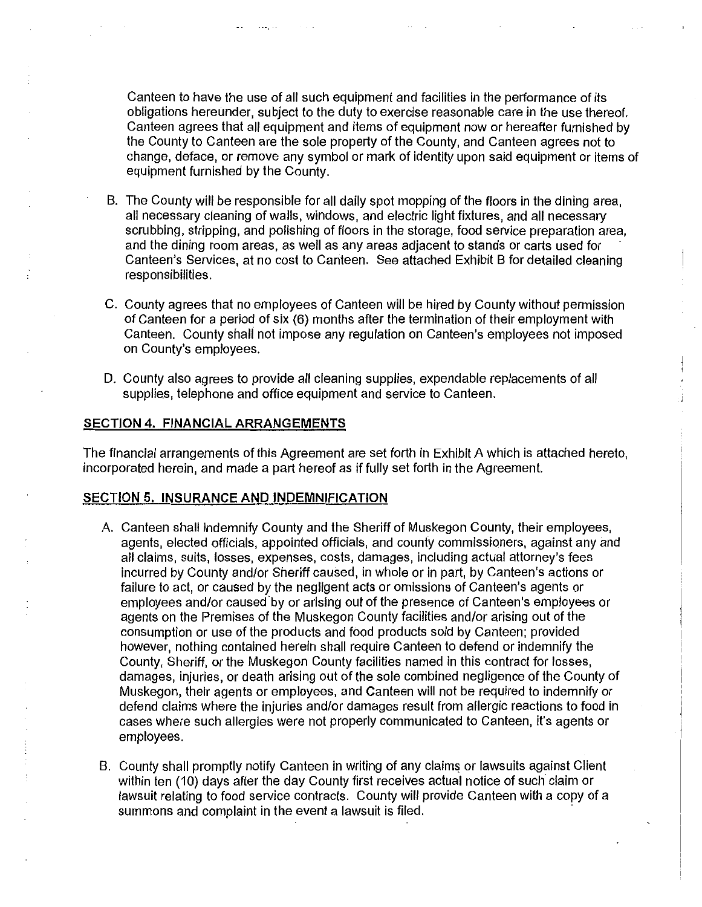Canteen to have the use of all such equipment and facilities in the performance of its obligations hereunder, subject to the duty to exercise reasonable care in the use thereof. Canteen agrees that all equipment and items of equipment now or hereafter furnished by the County to Canteen are the sole property of the County, and Canteen agrees not to change, deface, or remove any symbol or mark of identity upon said equipment or items of equipment furnished by the County.

B. The County will be responsible for all daily spot mopping of the floors in the dining area, all necessary cleaning of walls, windows, and electric light fixtures, and all necessary scrubbing, stripping, and polishing of floors in the storage, food service preparation area, and the dining room areas, as well as any areas adjacent to stands or carts used for Canteen's Services, at no cost to Canteen. See attached Exhibit B for detailed cleaning responsibilities.

C. County agrees that no employees of Canteen will be hired by County without permission of Canteen for a period of six (6) months after the termination of their employment with Canteen. County shall not impose any regulation on Canteen's employees not imposed on County's employees.

D. County also agrees to provide all cleaning supplies, expendable replacements of all supplies, telephone and office equipment and service to Canteen.

## SECTION 4. FINANCIAL ARRANGEMENTS

The financial arrangements of this Agreement are set forth in Exhibit A which is attached hereto, incorporated herein, and made a part hereof as if fully set forth in the Agreement.

## SECTION 5. INSURANCE AND INDEMNIFICATION

A. Canteen shall indemnify County and the Sheriff of Muskegon County, their employees, agents, elected officials, appointed officials, and county commissioners, against any and all claims, suits, losses, expenses, costs, damages, including actual attorney's fees incurred by County and/or Sheriff caused, in whole or in part, by Canteen's actions or failure to act, or caused by the negligent acts or omissions of Canteen's agents or employees and/or caused by or arising out of the presence of Canteen's employees or agents on the Premises of the Muskegon County facilities and/or arising out of the consumption or use of the products and food products sold by Canteen; provided however, nothing contained herein shall require Canteen to defend or indemnify the County, Sheriff, or the Muskegon County facilities named in this contract for losses, damages, injuries, or death arising out of the sole combined negligence of the County of Muskegon, their agents or employees, and Canteen will not be required to indemnify or defend claims where the injuries and/or damages result from allergic reactions to food in cases where such allergies were not properly communicated to Canteen, it's agents or employees.

B. County shall promptly notify Canteen in writing of any claims or lawsuits against Client within ten (10) days after the day County first receives actual notice of such claim or lawsuit relating to food service contracts. County will provide Canteen with a copy of a summons and complaint in the event a lawsuit is filed.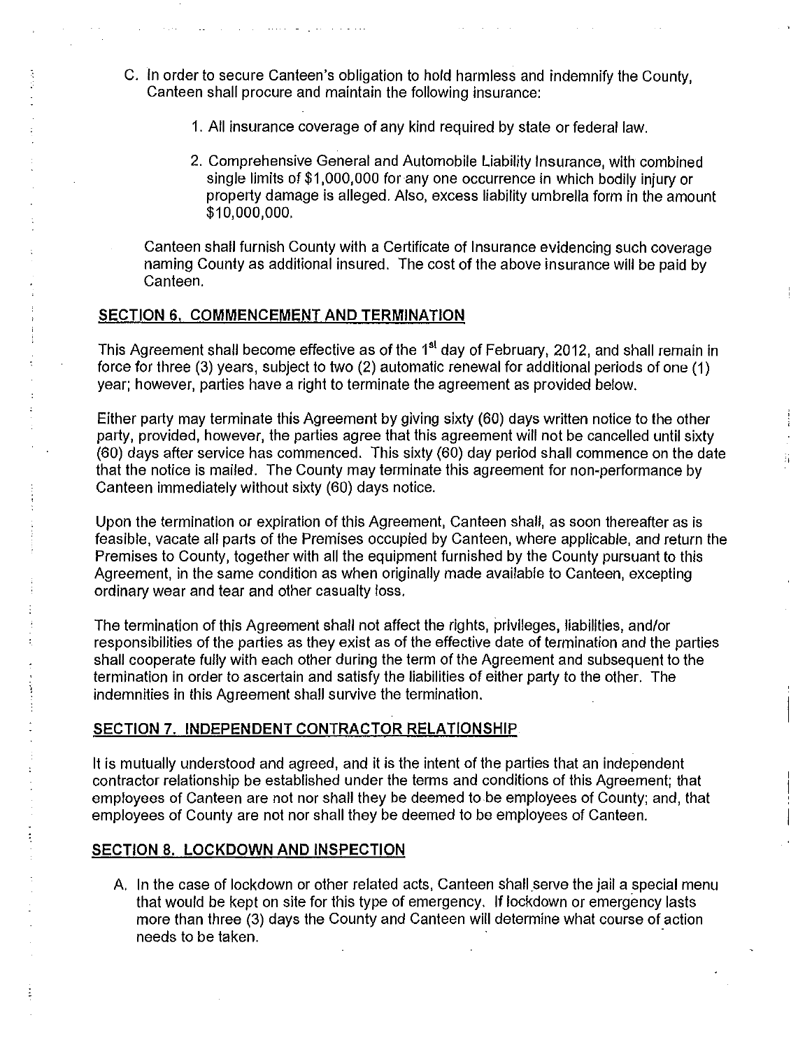C. In order to secure Canteen's obligation to hold harmless and indemnify the County, Canteen shall procure and maintain the following insurance:

   1. All insurance coverage of any kind required by state or federal law.

   2. Comprehensive General and Automobile Liability Insurance, with combined single limits of $1,000,000 for any one occurrence in which bodily injury or property damage is alleged. Also, excess liability umbrella form in the amount $10,000,000.

   Canteen shall furnish County with a Certificate of Insurance evidencing such coverage naming County as additional insured. The cost of the above insurance will be paid by Canteen.

## SECTION 6. COMMENCEMENT AND TERMINATION

This Agreement shall become effective as of the 1st day of February, 2012, and shall remain in force for three (3) years, subject to two (2) automatic renewal for additional periods of one (1) year; however, parties have a right to terminate the agreement as provided below.

Either party may terminate this Agreement by giving sixty (60) days written notice to the other party, provided, however, the parties agree that this agreement will not be cancelled until sixty (60) days after service has commenced. This sixty (60) day period shall commence on the date that the notice is mailed. The County may terminate this agreement for non-performance by Canteen immediately without sixty (60) days notice.

Upon the termination or expiration of this Agreement, Canteen shall, as soon thereafter as is feasible, vacate all parts of the Premises occupied by Canteen, where applicable, and return the Premises to County, together with all the equipment furnished by the County pursuant to this Agreement, in the same condition as when originally made available to Canteen, excepting ordinary wear and tear and other casualty loss.

The termination of this Agreement shall not affect the rights, privileges, liabilities, and/or responsibilities of the parties as they exist as of the effective date of termination and the parties shall cooperate fully with each other during the term of the Agreement and subsequent to the termination in order to ascertain and satisfy the liabilities of either party to the other. The indemnities in this Agreement shall survive the termination.

## SECTION 7. INDEPENDENT CONTRACTOR RELATIONSHIP

It is mutually understood and agreed, and it is the intent of the parties that an independent contractor relationship be established under the terms and conditions of this Agreement; that employees of Canteen are not nor shall they be deemed to be employees of County; and, that employees of County are not nor shall they be deemed to be employees of Canteen.

## SECTION 8. LOCKDOWN AND INSPECTION

A. In the case of lockdown or other related acts, Canteen shall serve the jail a special menu that would be kept on site for this type of emergency. If lockdown or emergency lasts more than three (3) days the County and Canteen will determine what course of action needs to be taken.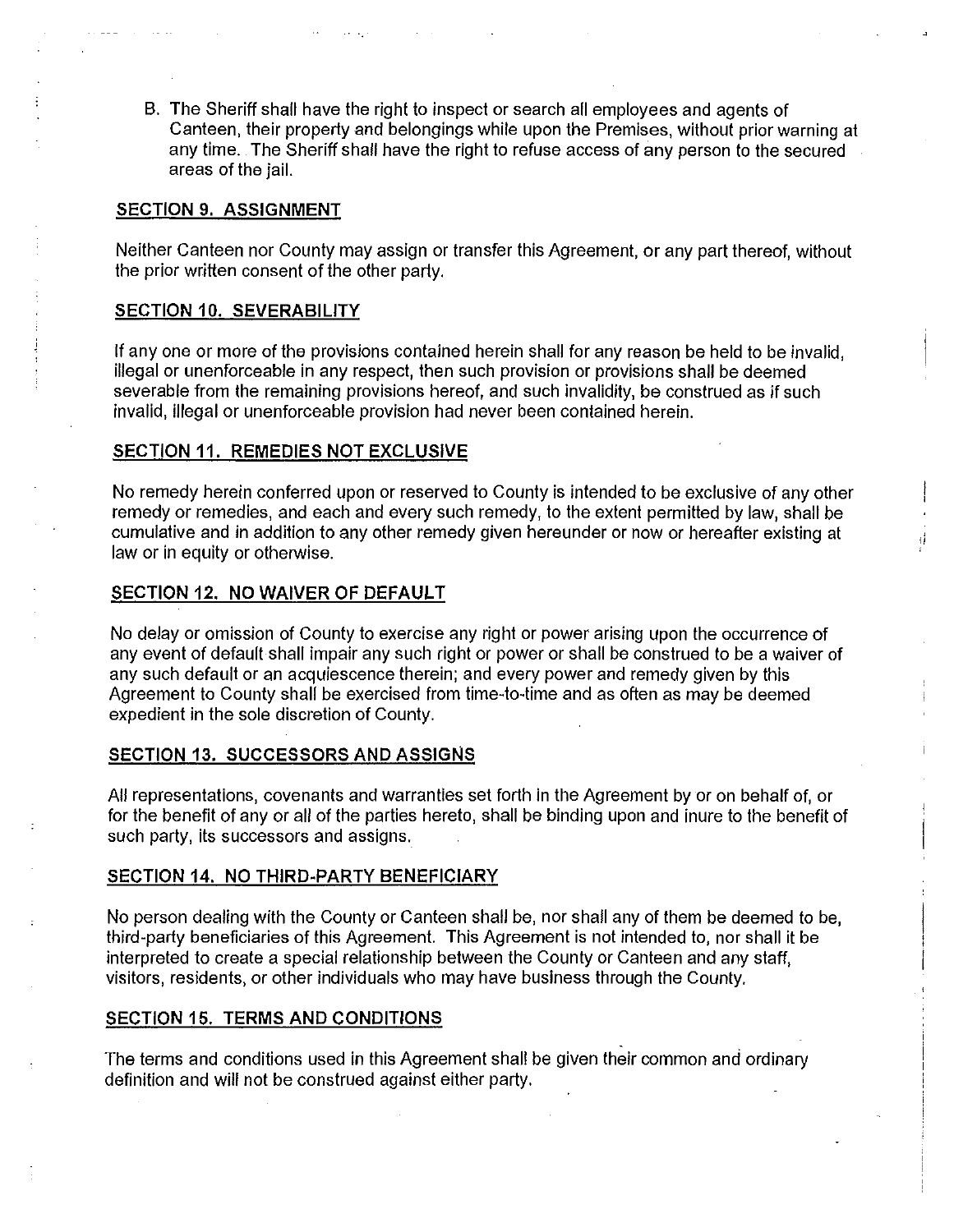B. The Sheriff shall have the right to inspect or search all employees and agents of Canteen, their property and belongings while upon the Premises, without prior warning at any time. The Sheriff shall have the right to refuse access of any person to the secured areas of the jail.

## SECTION 9. ASSIGNMENT

Neither Canteen nor County may assign or transfer this Agreement, or any part thereof, without the prior written consent of the other party.

## SECTION 10. SEVERABILITY

If any one or more of the provisions contained herein shall for any reason be held to be invalid, illegal or unenforceable in any respect, then such provision or provisions shall be deemed severable from the remaining provisions hereof, and such invalidity, be construed as if such invalid, illegal or unenforceable provision had never been contained herein.

## SECTION 11. REMEDIES NOT EXCLUSIVE

No remedy herein conferred upon or reserved to County is intended to be exclusive of any other remedy or remedies, and each and every such remedy, to the extent permitted by law, shall be cumulative and in addition to any other remedy given hereunder or now or hereafter existing at law or in equity or otherwise.

## SECTION 12. NO WAIVER OF DEFAULT

No delay or omission of County to exercise any right or power arising upon the occurrence of any event of default shall impair any such right or power or shall be construed to be a waiver of any such default or an acquiescence therein; and every power and remedy given by this Agreement to County shall be exercised from time-to-time and as often as may be deemed expedient in the sole discretion of County.

## SECTION 13. SUCCESSORS AND ASSIGNS

All representations, covenants and warranties set forth in the Agreement by or on behalf of, or for the benefit of any or all of the parties hereto, shall be binding upon and inure to the benefit of such party, its successors and assigns.

## SECTION 14. NO THIRD-PARTY BENEFICIARY

No person dealing with the County or Canteen shall be, nor shall any of them be deemed to be, third-party beneficiaries of this Agreement. This Agreement is not intended to, nor shall it be interpreted to create a special relationship between the County or Canteen and any staff, visitors, residents, or other individuals who may have business through the County.

## SECTION 15. TERMS AND CONDITIONS

The terms and conditions used in this Agreement shall be given their common and ordinary definition and will not be construed against either party.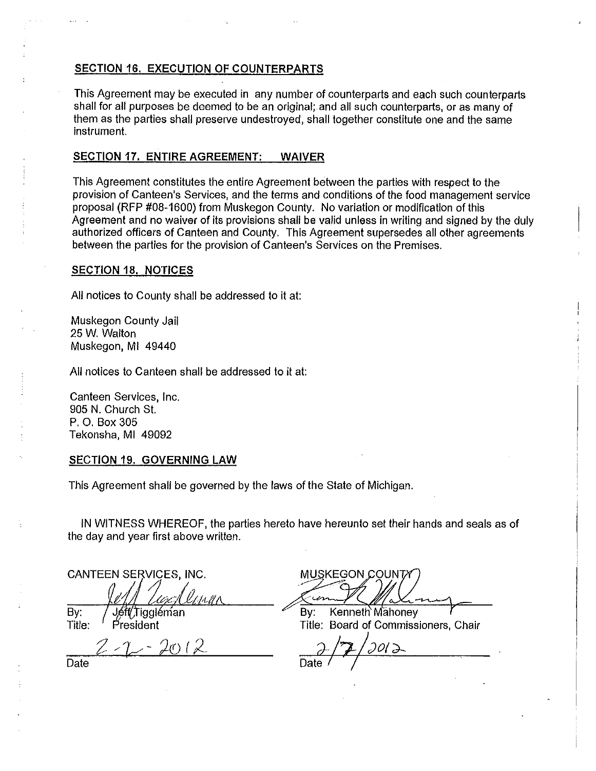**SECTION 16. EXECUTION OF COUNTERPARTS**

This Agreement may be executed in any number of counterparts and each such counterparts shall for all purposes be deemed to be an original; and all such counterparts, or as many of them as the parties shall preserve undestroyed, shall together constitute one and the same instrument.

**SECTION 17. ENTIRE AGREEMENT: WAIVER**

This Agreement constitutes the entire Agreement between the parties with respect to the provision of Canteen's Services, and the terms and conditions of the food management service proposal (RFP #08-1600) from Muskegon County. No variation or modification of this Agreement and no waiver of its provisions shall be valid unless in writing and signed by the duly authorized officers of Canteen and County. This Agreement supersedes all other agreements between the parties for the provision of Canteen's Services on the Premises.

**SECTION 18. NOTICES**

All notices to County shall be addressed to it at:

Muskegon County Jail
25 W. Walton
Muskegon, MI 49440

All notices to Canteen shall be addressed to it at:

Canteen Services, Inc.
905 N. Church St.
P. O. Box 305
Tekonsha, MI 49092

**SECTION 19. GOVERNING LAW**

This Agreement shall be governed by the laws of the State of Michigan.

IN WITNESS WHEREOF, the parties hereto have hereunto set their hands and seals as of the day and year first above written.

| CANTEEN SERVICES, INC. | MUSKEGON COUNTY |
|---|---|
| By: Jeff Tiggleman | By: Kenneth Mahoney |
| Title: President | Title: Board of Commissioners, Chair |
| 2-7-2012 | 2/7/2012 |
| Date | Date |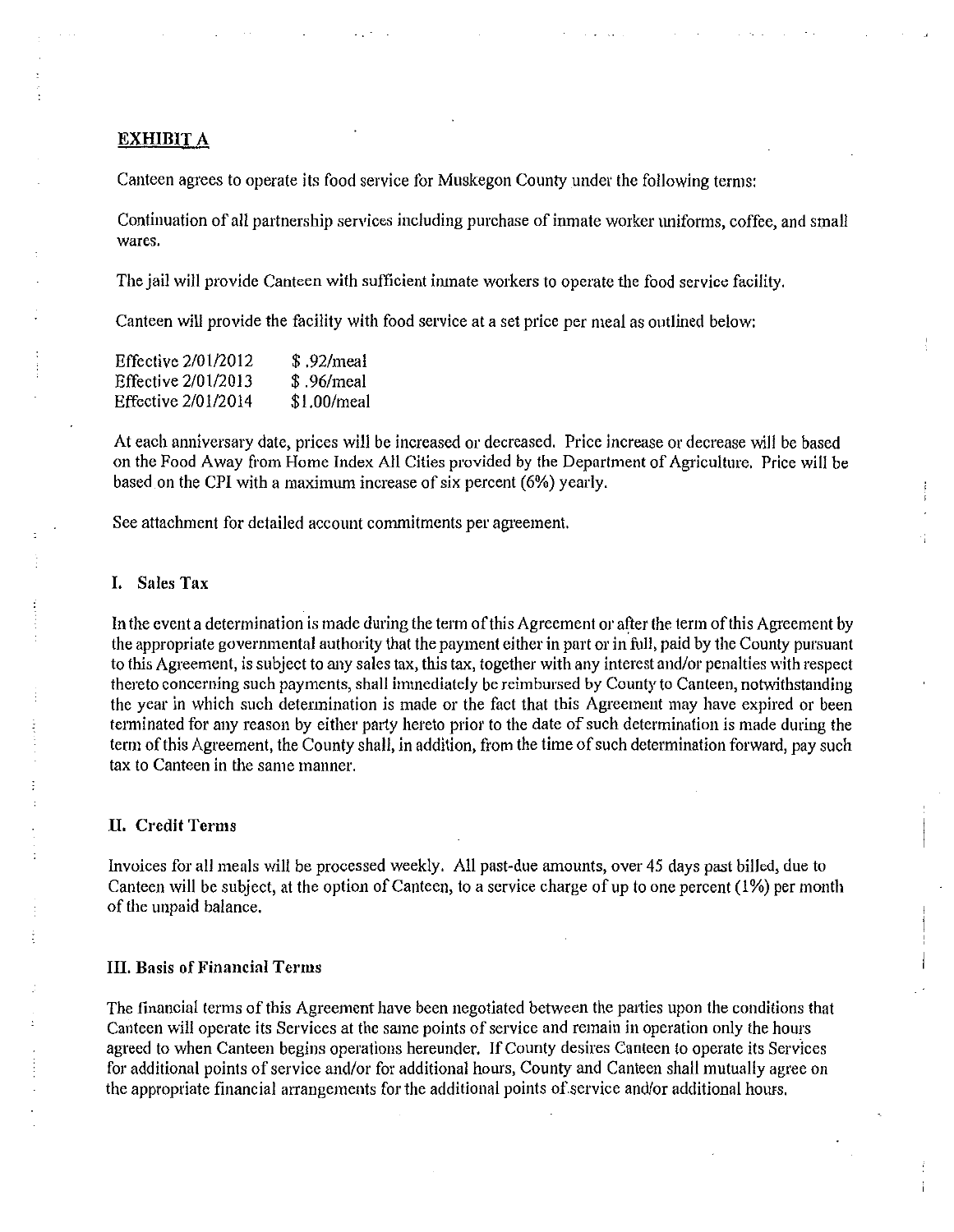## EXHIBIT A

Canteen agrees to operate its food service for Muskegon County under the following terms:

Continuation of all partnership services including purchase of inmate worker uniforms, coffee, and small wares.

The jail will provide Canteen with sufficient inmate workers to operate the food service facility.

Canteen will provide the facility with food service at a set price per meal as outlined below:

| | |
|---|---|
| Effective 2/01/2012 | $ .92/meal |
| Effective 2/01/2013 | $ .96/meal |
| Effective 2/01/2014 | $1.00/meal |

At each anniversary date, prices will be increased or decreased. Price increase or decrease will be based on the Food Away from Home Index All Cities provided by the Department of Agriculture. Price will be based on the CPI with a maximum increase of six percent (6%) yearly.

See attachment for detailed account commitments per agreement.

### I. Sales Tax

In the event a determination is made during the term of this Agreement or after the term of this Agreement by the appropriate governmental authority that the payment either in part or in full, paid by the County pursuant to this Agreement, is subject to any sales tax, this tax, together with any interest and/or penalties with respect thereto concerning such payments, shall immediately be reimbursed by County to Canteen, notwithstanding the year in which such determination is made or the fact that this Agreement may have expired or been terminated for any reason by either party hereto prior to the date of such determination is made during the term of this Agreement, the County shall, in addition, from the time of such determination forward, pay such tax to Canteen in the same manner.

### II. Credit Terms

Invoices for all meals will be processed weekly. All past-due amounts, over 45 days past billed, due to Canteen will be subject, at the option of Canteen, to a service charge of up to one percent (1%) per month of the unpaid balance.

### III. Basis of Financial Terms

The financial terms of this Agreement have been negotiated between the parties upon the conditions that Canteen will operate its Services at the same points of service and remain in operation only the hours agreed to when Canteen begins operations hereunder. If County desires Canteen to operate its Services for additional points of service and/or for additional hours, County and Canteen shall mutually agree on the appropriate financial arrangements for the additional points of service and/or additional hours.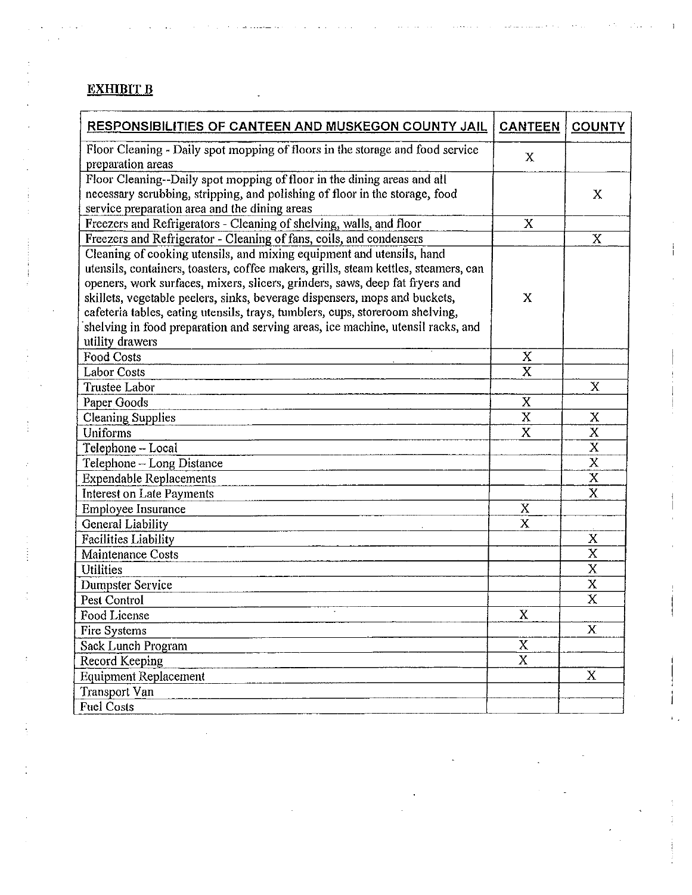## EXHIBIT B

| RESPONSIBILITIES OF CANTEEN AND MUSKEGON COUNTY JAIL | CANTEEN | COUNTY |
|---|---|---|
| Floor Cleaning - Daily spot mopping of floors in the storage and food service preparation areas | X | |
| Floor Cleaning--Daily spot mopping of floor in the dining areas and all necessary scrubbing, stripping, and polishing of floor in the storage, food service preparation area and the dining areas | | X |
| Freezers and Refrigerators - Cleaning of shelving, walls, and floor | X | |
| Freezers and Refrigerator - Cleaning of fans, coils, and condensers | | X |
| Cleaning of cooking utensils, and mixing equipment and utensils, hand utensils, containers, toasters, coffee makers, grills, steam kettles, steamers, can openers, work surfaces, mixers, slicers, grinders, saws, deep fat fryers and skillets, vegetable peelers, sinks, beverage dispensers, mops and buckets, cafeteria tables, eating utensils, trays, tumblers, cups, storeroom shelving, shelving in food preparation and serving areas, ice machine, utensil racks, and utility drawers | X | |
| Food Costs | X | |
| Labor Costs | X | |
| Trustee Labor | | X |
| Paper Goods | X | |
| Cleaning Supplies | X | X |
| Uniforms | X | X |
| Telephone -- Local | | X |
| Telephone -- Long Distance | | X |
| Expendable Replacements | | X |
| Interest on Late Payments | | X |
| Employee Insurance | X | |
| General Liability | X | |
| Facilities Liability | | X |
| Maintenance Costs | | X |
| Utilities | | X |
| Dumpster Service | | X |
| Pest Control | | X |
| Food License | X | |
| Fire Systems | | X |
| Sack Lunch Program | X | |
| Record Keeping | X | |
| Equipment Replacement | | X |
| Transport Van | | |
| Fuel Costs | | |